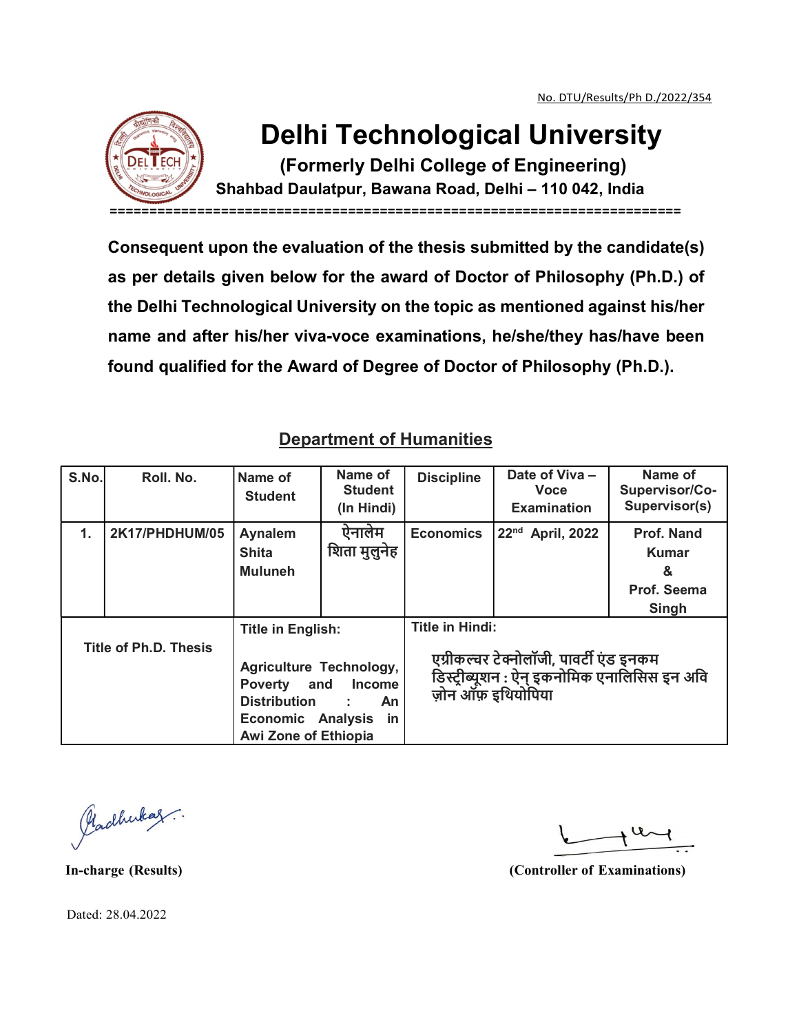No. DTU/Results/Ph D./2022/354

# Delhi Technological University

### (Formerly Delhi College of Engineering)

**Shahbad Daulatpur, Bawana Road, Delhi – 110 042, India**

**Consequent upon the evaluation of the thesis submitted by the candidate(s) as per details given below for the award of Doctor of Philosophy (Ph.D.) of the Delhi Technological University on the topic as mentioned against his/her name and after his/her viva-voce examinations, he/she/they has/have been found qualified for the Award of Degree of Doctor of Philosophy (Ph.D.).**

## Department of Humanities

| S.No. | Roll. No. | Name of Student | Name of Student (In Hindi) | Discipline | Date of Viva – Voce Examination | Name of Supervisor/Co-Supervisor(s) |
|---|---|---|---|---|---|---|
| 1. | 2K17/PHDHUM/05 | Aynalem Shita Muluneh | ऐनालेम शिता मुलुनेह | Economics | 22nd April, 2022 | Prof. Nand Kumar & Prof. Seema Singh |
| Title of Ph.D. Thesis | | Title in English: Agriculture Technology, Poverty and Income Distribution : An Economic Analysis in Awi Zone of Ethiopia | | Title in Hindi: एग्रीकल्चर टेक्नोलॉजी, पावर्टी एंड इनकम डिस्ट्रीब्यूशन : ऐन् इकनोमिक एनालिसिस इन अवि ज़ोन ऑफ़ इथियोपिया | | |

**In-charge (Results)**

**(Controller of Examinations)**

Dated: 28.04.2022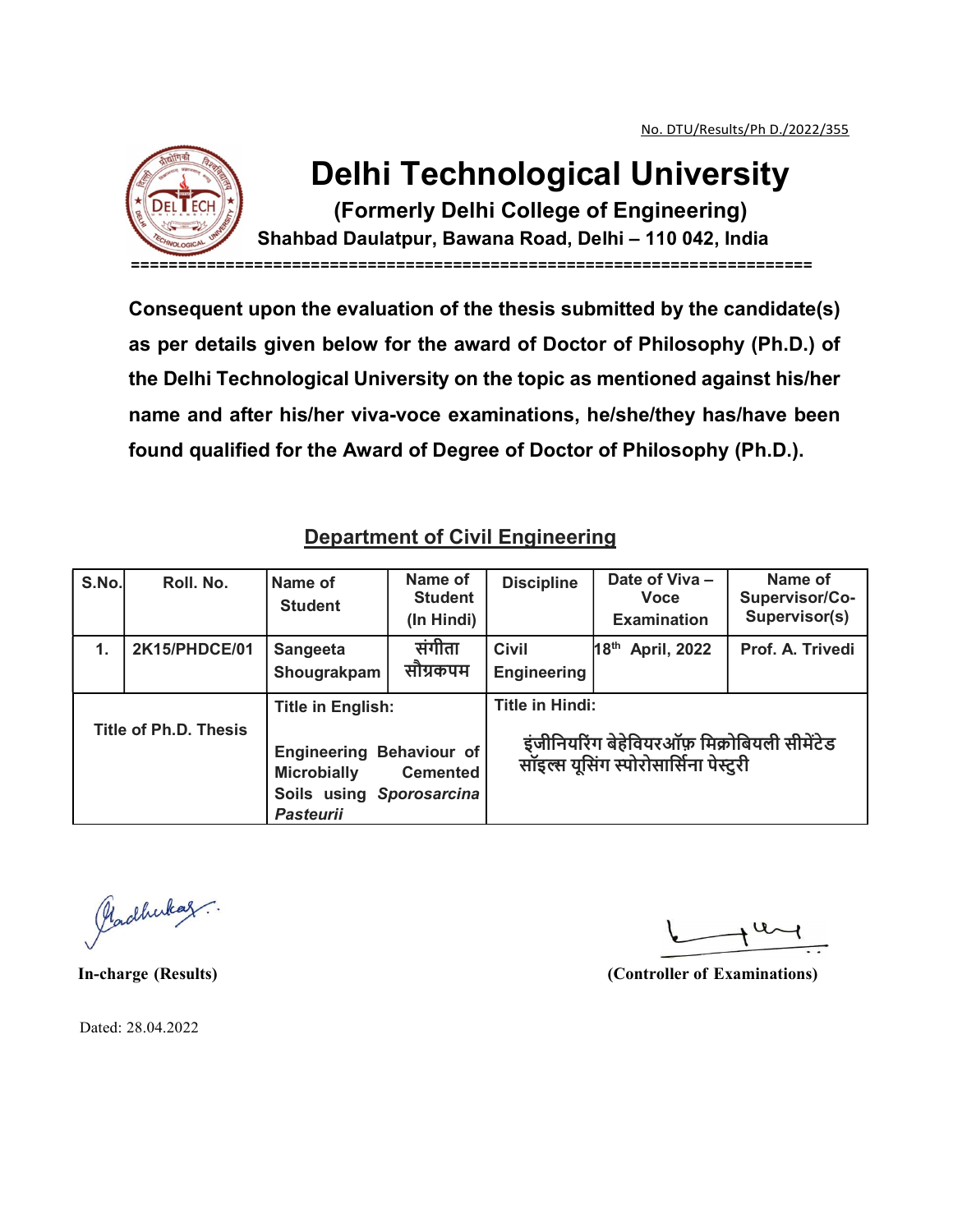No. DTU/Results/Ph D./2022/355

# Delhi Technological University

**(Formerly Delhi College of Engineering)**

**Shahbad Daulatpur, Bawana Road, Delhi – 110 042, India**

========================================================================

**Consequent upon the evaluation of the thesis submitted by the candidate(s) as per details given below for the award of Doctor of Philosophy (Ph.D.) of the Delhi Technological University on the topic as mentioned against his/her name and after his/her viva-voce examinations, he/she/they has/have been found qualified for the Award of Degree of Doctor of Philosophy (Ph.D.).**

## Department of Civil Engineering

| S.No. | Roll. No. | Name of Student | Name of Student (In Hindi) | Discipline | Date of Viva – Voce Examination | Name of Supervisor/Co-Supervisor(s) |
|---|---|---|---|---|---|---|
| 1. | 2K15/PHDCE/01 | Sangeeta Shougrakpam | संगीता सौग्रकपम | Civil Engineering | 18th April, 2022 | Prof. A. Trivedi |
| Title of Ph.D. Thesis | | Title in English: Engineering Behaviour of Microbially Cemented Soils using *Sporosarcina Pasteurii* | | Title in Hindi: इंजीनियरिंग बेहेवियरऑफ़ मिक्रोबियली सीमेंटेड सॉइल्स यूसिंग स्पोरोसार्सिना पेस्टुरी | | |

In-charge (Results)

(Controller of Examinations)

Dated: 28.04.2022